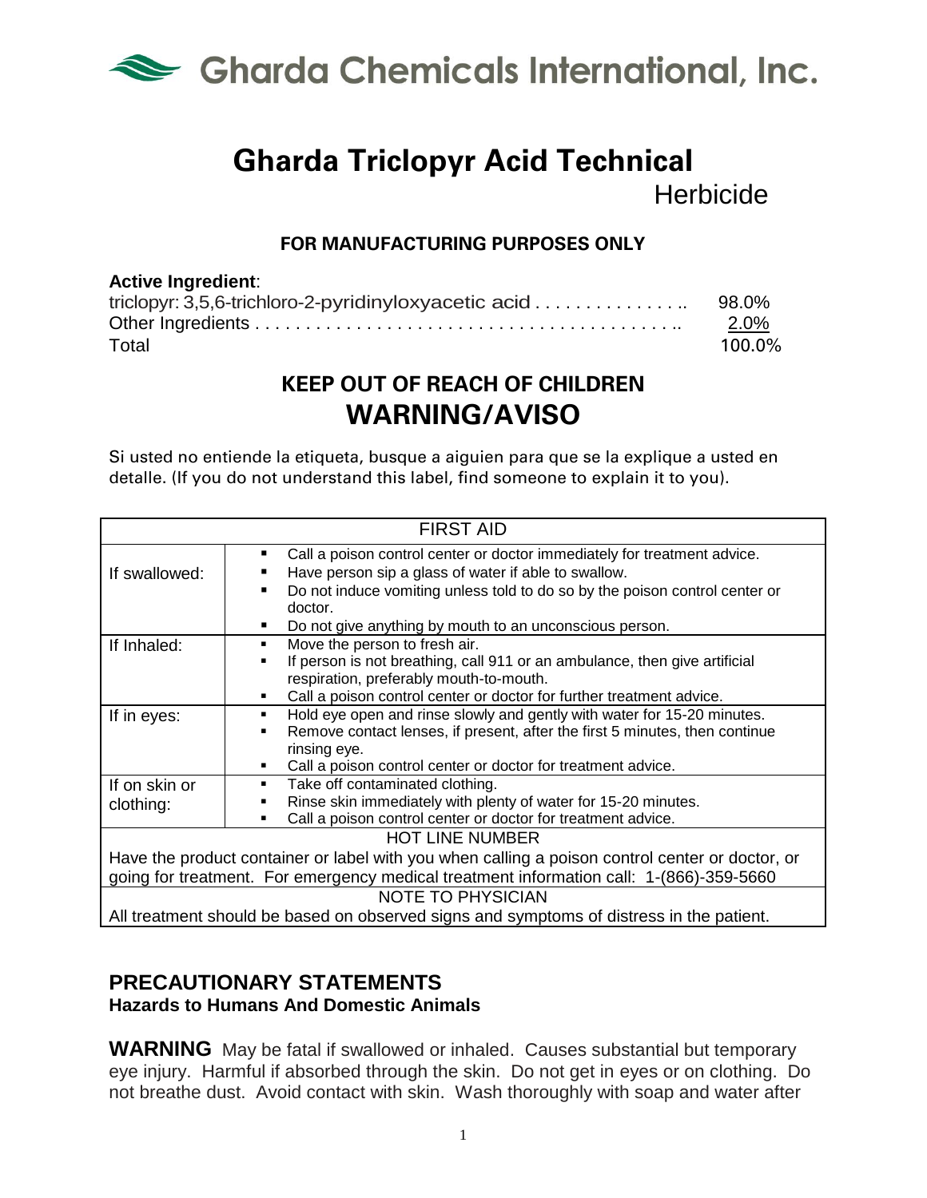# Gharda Chemicals International, Inc.

# Gharda Triclopyr Acid Technical

## Herbicide

**FOR MANUFACTURING PURPOSES ONLY**

**Active Ingredient**:

| | |
|---|---|
| triclopyr: 3,5,6-trichloro-2-pyridinyloxyacetic acid . . . . . . . . . . . . . . . .. | 98.0% |
| Other Ingredients . . . . . . . . . . . . . . . . . . . . . . . . . . . . . . . . . . . . . . . . . .. | 2.0% |
| Total | 100.0% |

**KEEP OUT OF REACH OF CHILDREN**

**WARNING/AVISO**

Si usted no entiende la etiqueta, busque a aiguien para que se la explique a usted en detalle. (If you do not understand this label, find someone to explain it to you).

| FIRST AID | |
|---|---|
| If swallowed: | ▪ Call a poison control center or doctor immediately for treatment advice.<br>▪ Have person sip a glass of water if able to swallow.<br>▪ Do not induce vomiting unless told to do so by the poison control center or doctor.<br>▪ Do not give anything by mouth to an unconscious person. |
| If Inhaled: | ▪ Move the person to fresh air.<br>▪ If person is not breathing, call 911 or an ambulance, then give artificial respiration, preferably mouth-to-mouth.<br>▪ Call a poison control center or doctor for further treatment advice. |
| If in eyes: | ▪ Hold eye open and rinse slowly and gently with water for 15-20 minutes.<br>▪ Remove contact lenses, if present, after the first 5 minutes, then continue rinsing eye.<br>▪ Call a poison control center or doctor for treatment advice. |
| If on skin or clothing: | ▪ Take off contaminated clothing.<br>▪ Rinse skin immediately with plenty of water for 15-20 minutes.<br>▪ Call a poison control center or doctor for treatment advice. |
| HOT LINE NUMBER<br>Have the product container or label with you when calling a poison control center or doctor, or going for treatment. For emergency medical treatment information call: 1-(866)-359-5660 | |
| NOTE TO PHYSICIAN<br>All treatment should be based on observed signs and symptoms of distress in the patient. | |

## PRECAUTIONARY STATEMENTS

### Hazards to Humans And Domestic Animals

**WARNING** May be fatal if swallowed or inhaled. Causes substantial but temporary eye injury. Harmful if absorbed through the skin. Do not get in eyes or on clothing. Do not breathe dust. Avoid contact with skin. Wash thoroughly with soap and water after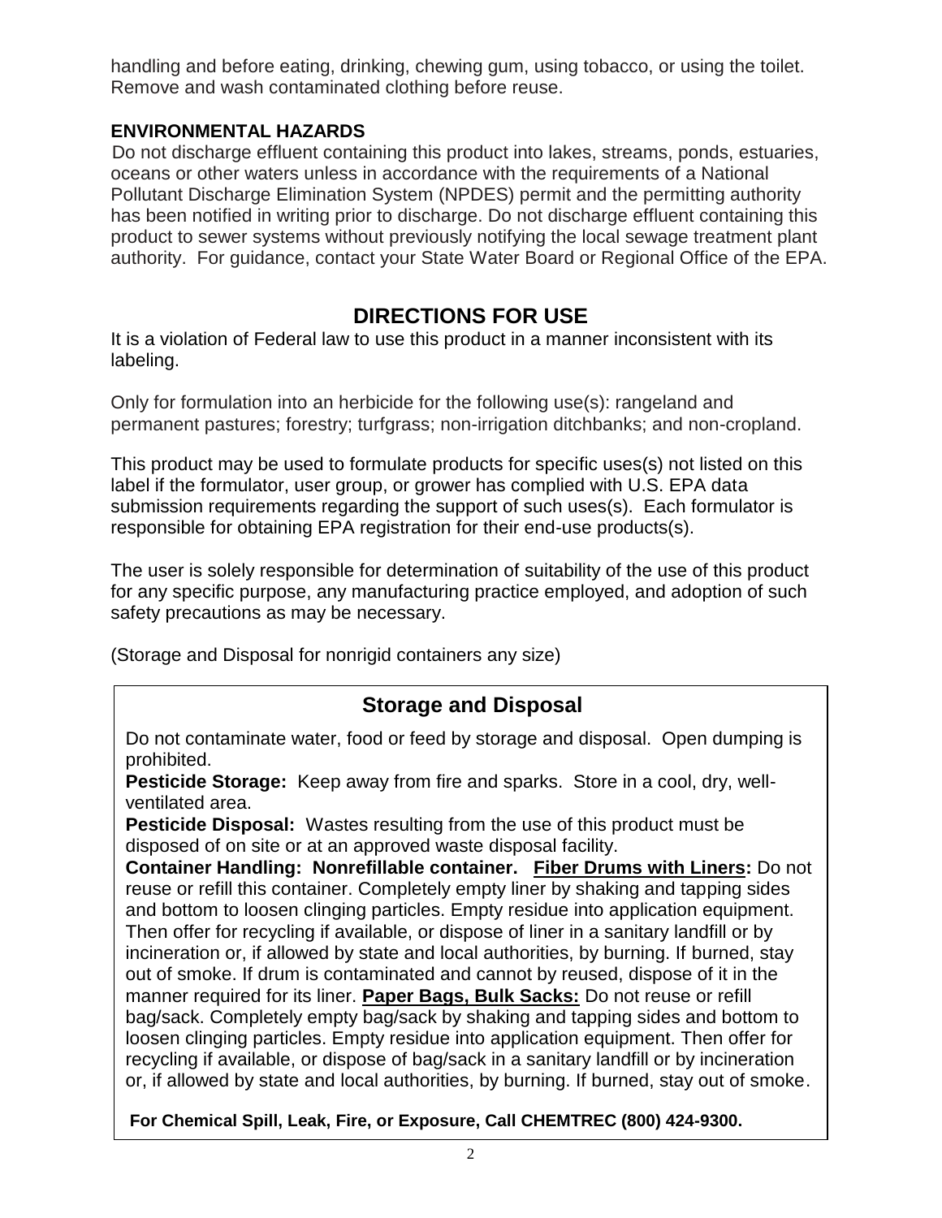handling and before eating, drinking, chewing gum, using tobacco, or using the toilet. Remove and wash contaminated clothing before reuse.

**ENVIRONMENTAL HAZARDS**

Do not discharge effluent containing this product into lakes, streams, ponds, estuaries, oceans or other waters unless in accordance with the requirements of a National Pollutant Discharge Elimination System (NPDES) permit and the permitting authority has been notified in writing prior to discharge. Do not discharge effluent containing this product to sewer systems without previously notifying the local sewage treatment plant authority. For guidance, contact your State Water Board or Regional Office of the EPA.

## DIRECTIONS FOR USE

It is a violation of Federal law to use this product in a manner inconsistent with its labeling.

Only for formulation into an herbicide for the following use(s): rangeland and permanent pastures; forestry; turfgrass; non-irrigation ditchbanks; and non-cropland.

This product may be used to formulate products for specific uses(s) not listed on this label if the formulator, user group, or grower has complied with U.S. EPA data submission requirements regarding the support of such uses(s). Each formulator is responsible for obtaining EPA registration for their end-use products(s).

The user is solely responsible for determination of suitability of the use of this product for any specific purpose, any manufacturing practice employed, and adoption of such safety precautions as may be necessary.

(Storage and Disposal for nonrigid containers any size)

### Storage and Disposal

Do not contaminate water, food or feed by storage and disposal. Open dumping is prohibited.

**Pesticide Storage:** Keep away from fire and sparks. Store in a cool, dry, well-ventilated area.

**Pesticide Disposal:** Wastes resulting from the use of this product must be disposed of on site or at an approved waste disposal facility.

**Container Handling: Nonrefillable container.** **Fiber Drums with Liners:** Do not reuse or refill this container. Completely empty liner by shaking and tapping sides and bottom to loosen clinging particles. Empty residue into application equipment. Then offer for recycling if available, or dispose of liner in a sanitary landfill or by incineration or, if allowed by state and local authorities, by burning. If burned, stay out of smoke. If drum is contaminated and cannot by reused, dispose of it in the manner required for its liner. **Paper Bags, Bulk Sacks:** Do not reuse or refill bag/sack. Completely empty bag/sack by shaking and tapping sides and bottom to loosen clinging particles. Empty residue into application equipment. Then offer for recycling if available, or dispose of bag/sack in a sanitary landfill or by incineration or, if allowed by state and local authorities, by burning. If burned, stay out of smoke.

**For Chemical Spill, Leak, Fire, or Exposure, Call CHEMTREC (800) 424-9300.**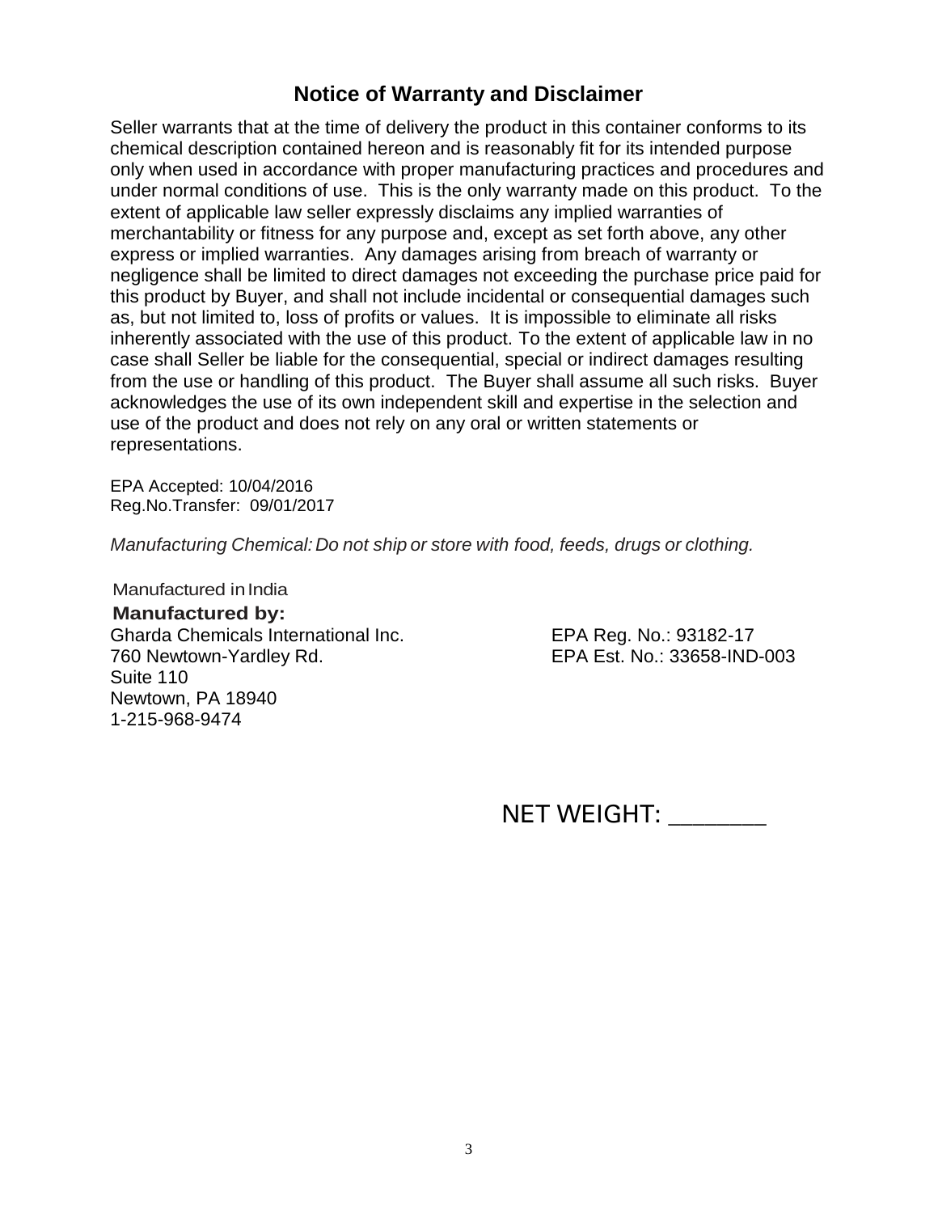## Notice of Warranty and Disclaimer

Seller warrants that at the time of delivery the product in this container conforms to its chemical description contained hereon and is reasonably fit for its intended purpose only when used in accordance with proper manufacturing practices and procedures and under normal conditions of use. This is the only warranty made on this product. To the extent of applicable law seller expressly disclaims any implied warranties of merchantability or fitness for any purpose and, except as set forth above, any other express or implied warranties. Any damages arising from breach of warranty or negligence shall be limited to direct damages not exceeding the purchase price paid for this product by Buyer, and shall not include incidental or consequential damages such as, but not limited to, loss of profits or values. It is impossible to eliminate all risks inherently associated with the use of this product. To the extent of applicable law in no case shall Seller be liable for the consequential, special or indirect damages resulting from the use or handling of this product. The Buyer shall assume all such risks. Buyer acknowledges the use of its own independent skill and expertise in the selection and use of the product and does not rely on any oral or written statements or representations.

EPA Accepted: 10/04/2016
Reg.No.Transfer: 09/01/2017

*Manufacturing Chemical: Do not ship or store with food, feeds, drugs or clothing.*

Manufactured in India

**Manufactured by:**
Gharda Chemicals International Inc.
760 Newtown-Yardley Rd.
Suite 110
Newtown, PA 18940
1-215-968-9474

EPA Reg. No.: 93182-17
EPA Est. No.: 33658-IND-003

NET WEIGHT: _______